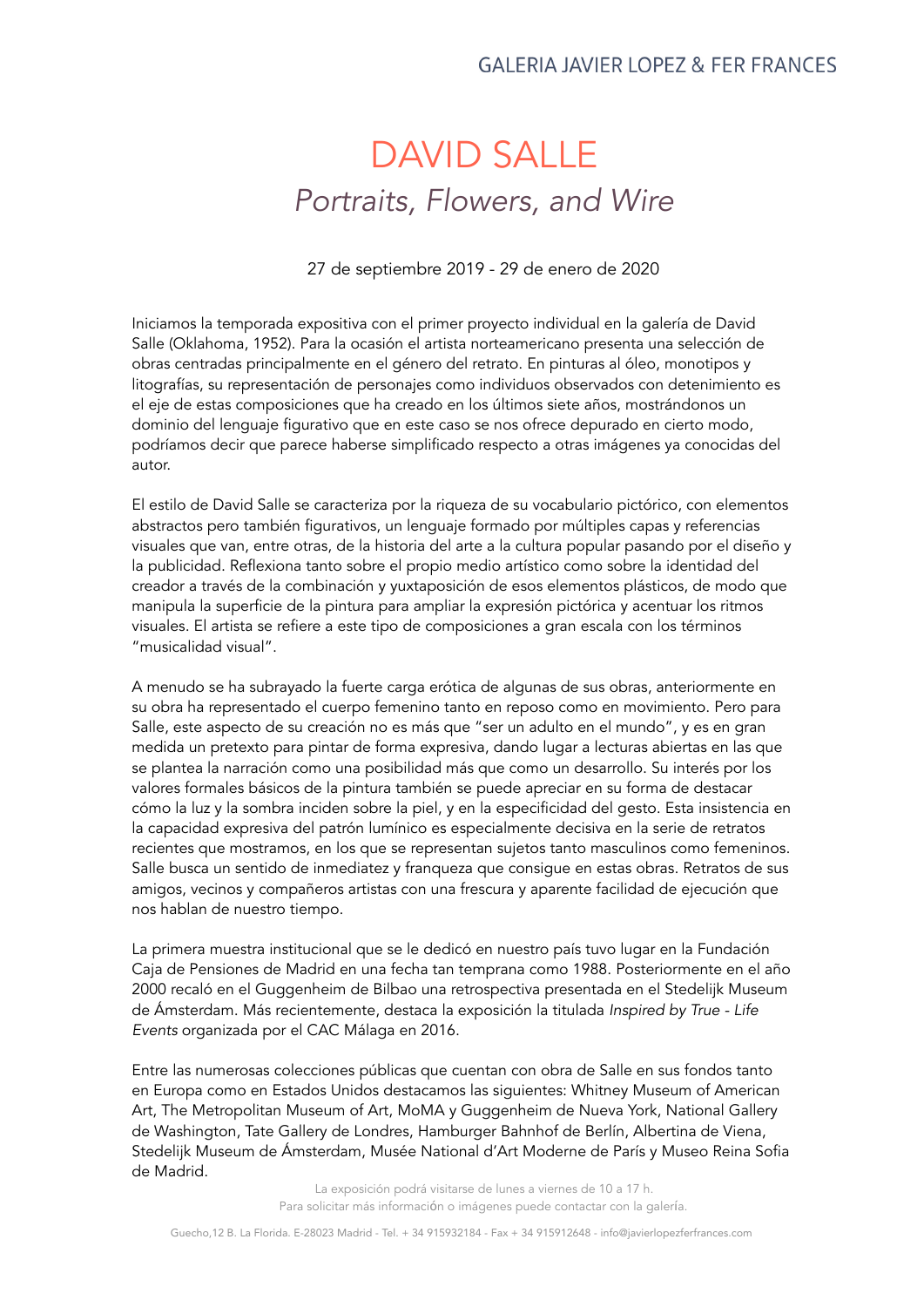GALERIA JAVIER LOPEZ & FER FRANCES

# DAVID SALLE

## *Portraits, Flowers, and Wire*

27 de septiembre 2019 - 29 de enero de 2020

Iniciamos la temporada expositiva con el primer proyecto individual en la galería de David Salle (Oklahoma, 1952). Para la ocasión el artista norteamericano presenta una selección de obras centradas principalmente en el género del retrato. En pinturas al óleo, monotipos y litografías, su representación de personajes como individuos observados con detenimiento es el eje de estas composiciones que ha creado en los últimos siete años, mostrándonos un dominio del lenguaje figurativo que en este caso se nos ofrece depurado en cierto modo, podríamos decir que parece haberse simplificado respecto a otras imágenes ya conocidas del autor.

El estilo de David Salle se caracteriza por la riqueza de su vocabulario pictórico, con elementos abstractos pero también figurativos, un lenguaje formado por múltiples capas y referencias visuales que van, entre otras, de la historia del arte a la cultura popular pasando por el diseño y la publicidad. Reflexiona tanto sobre el propio medio artístico como sobre la identidad del creador a través de la combinación y yuxtaposición de esos elementos plásticos, de modo que manipula la superficie de la pintura para ampliar la expresión pictórica y acentuar los ritmos visuales. El artista se refiere a este tipo de composiciones a gran escala con los términos "musicalidad visual".

A menudo se ha subrayado la fuerte carga erótica de algunas de sus obras, anteriormente en su obra ha representado el cuerpo femenino tanto en reposo como en movimiento. Pero para Salle, este aspecto de su creación no es más que "ser un adulto en el mundo", y es en gran medida un pretexto para pintar de forma expresiva, dando lugar a lecturas abiertas en las que se plantea la narración como una posibilidad más que como un desarrollo. Su interés por los valores formales básicos de la pintura también se puede apreciar en su forma de destacar cómo la luz y la sombra inciden sobre la piel, y en la especificidad del gesto. Esta insistencia en la capacidad expresiva del patrón lumínico es especialmente decisiva en la serie de retratos recientes que mostramos, en los que se representan sujetos tanto masculinos como femeninos. Salle busca un sentido de inmediatez y franqueza que consigue en estas obras. Retratos de sus amigos, vecinos y compañeros artistas con una frescura y aparente facilidad de ejecución que nos hablan de nuestro tiempo.

La primera muestra institucional que se le dedicó en nuestro país tuvo lugar en la Fundación Caja de Pensiones de Madrid en una fecha tan temprana como 1988. Posteriormente en el año 2000 recaló en el Guggenheim de Bilbao una retrospectiva presentada en el Stedelijk Museum de Ámsterdam. Más recientemente, destaca la exposición la titulada *Inspired by True - Life Events* organizada por el CAC Málaga en 2016.

Entre las numerosas colecciones públicas que cuentan con obra de Salle en sus fondos tanto en Europa como en Estados Unidos destacamos las siguientes: Whitney Museum of American Art, The Metropolitan Museum of Art, MoMA y Guggenheim de Nueva York, National Gallery de Washington, Tate Gallery de Londres, Hamburger Bahnhof de Berlín, Albertina de Viena, Stedelijk Museum de Ámsterdam, Musée National d'Art Moderne de París y Museo Reina Sofia de Madrid.

La exposición podrá visitarse de lunes a viernes de 10 a 17 h.
Para solicitar más información o imágenes puede contactar con la galería.

Guecho,12 B. La Florida. E-28023 Madrid - Tel. + 34 915932184 - Fax + 34 915912648 - info@javierlopezferfrances.com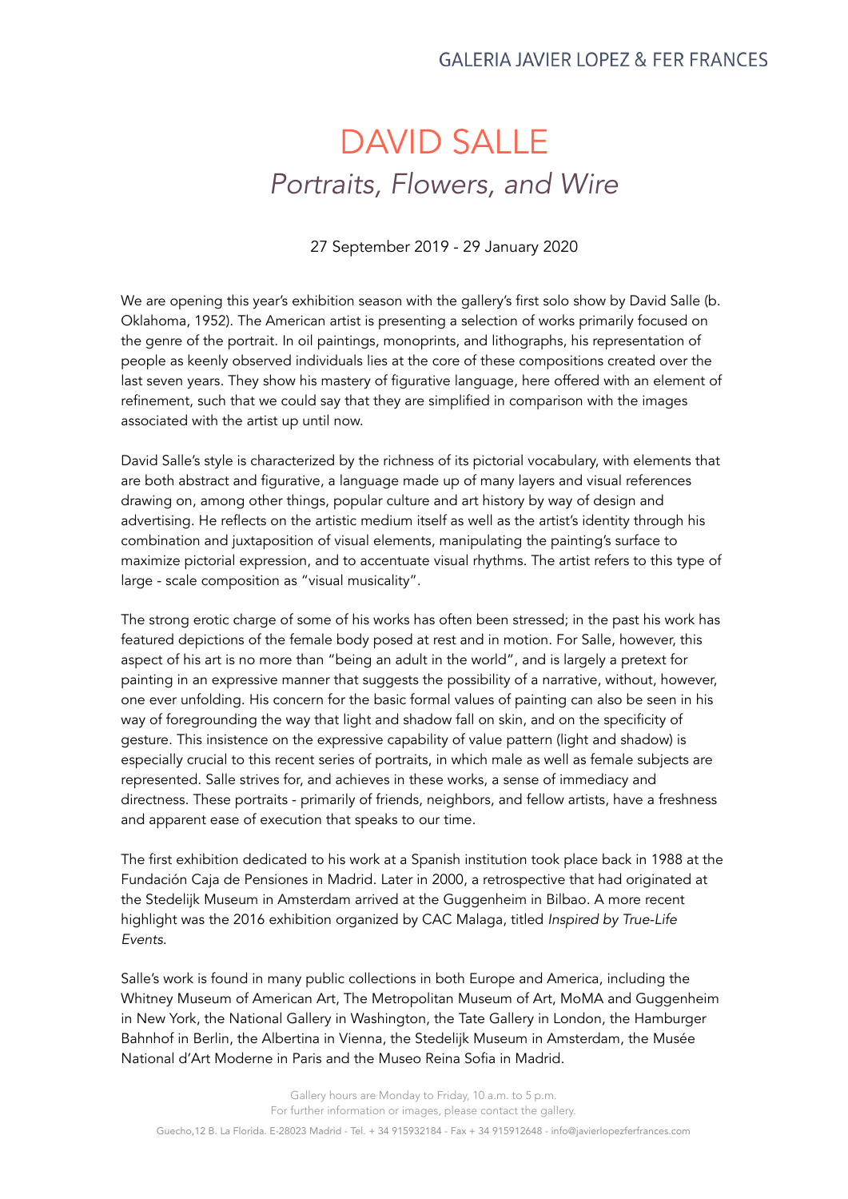# DAVID SALLE

## *Portraits, Flowers, and Wire*

27 September 2019 - 29 January 2020

We are opening this year's exhibition season with the gallery's first solo show by David Salle (b. Oklahoma, 1952). The American artist is presenting a selection of works primarily focused on the genre of the portrait. In oil paintings, monoprints, and lithographs, his representation of people as keenly observed individuals lies at the core of these compositions created over the last seven years. They show his mastery of figurative language, here offered with an element of refinement, such that we could say that they are simplified in comparison with the images associated with the artist up until now.

David Salle's style is characterized by the richness of its pictorial vocabulary, with elements that are both abstract and figurative, a language made up of many layers and visual references drawing on, among other things, popular culture and art history by way of design and advertising. He reflects on the artistic medium itself as well as the artist's identity through his combination and juxtaposition of visual elements, manipulating the painting's surface to maximize pictorial expression, and to accentuate visual rhythms. The artist refers to this type of large - scale composition as "visual musicality".

The strong erotic charge of some of his works has often been stressed; in the past his work has featured depictions of the female body posed at rest and in motion. For Salle, however, this aspect of his art is no more than "being an adult in the world", and is largely a pretext for painting in an expressive manner that suggests the possibility of a narrative, without, however, one ever unfolding. His concern for the basic formal values of painting can also be seen in his way of foregrounding the way that light and shadow fall on skin, and on the specificity of gesture. This insistence on the expressive capability of value pattern (light and shadow) is especially crucial to this recent series of portraits, in which male as well as female subjects are represented. Salle strives for, and achieves in these works, a sense of immediacy and directness. These portraits - primarily of friends, neighbors, and fellow artists, have a freshness and apparent ease of execution that speaks to our time.

The first exhibition dedicated to his work at a Spanish institution took place back in 1988 at the Fundación Caja de Pensiones in Madrid. Later in 2000, a retrospective that had originated at the Stedelijk Museum in Amsterdam arrived at the Guggenheim in Bilbao. A more recent highlight was the 2016 exhibition organized by CAC Malaga, titled *Inspired by True-Life Events*.

Salle's work is found in many public collections in both Europe and America, including the Whitney Museum of American Art, The Metropolitan Museum of Art, MoMA and Guggenheim in New York, the National Gallery in Washington, the Tate Gallery in London, the Hamburger Bahnhof in Berlin, the Albertina in Vienna, the Stedelijk Museum in Amsterdam, the Musée National d'Art Moderne in Paris and the Museo Reina Sofia in Madrid.

Gallery hours are Monday to Friday, 10 a.m. to 5 p.m.
For further information or images, please contact the gallery.

Guecho,12 B. La Florida. E-28023 Madrid - Tel. + 34 915932184 - Fax + 34 915912648 - info@javierlopezferfrances.com